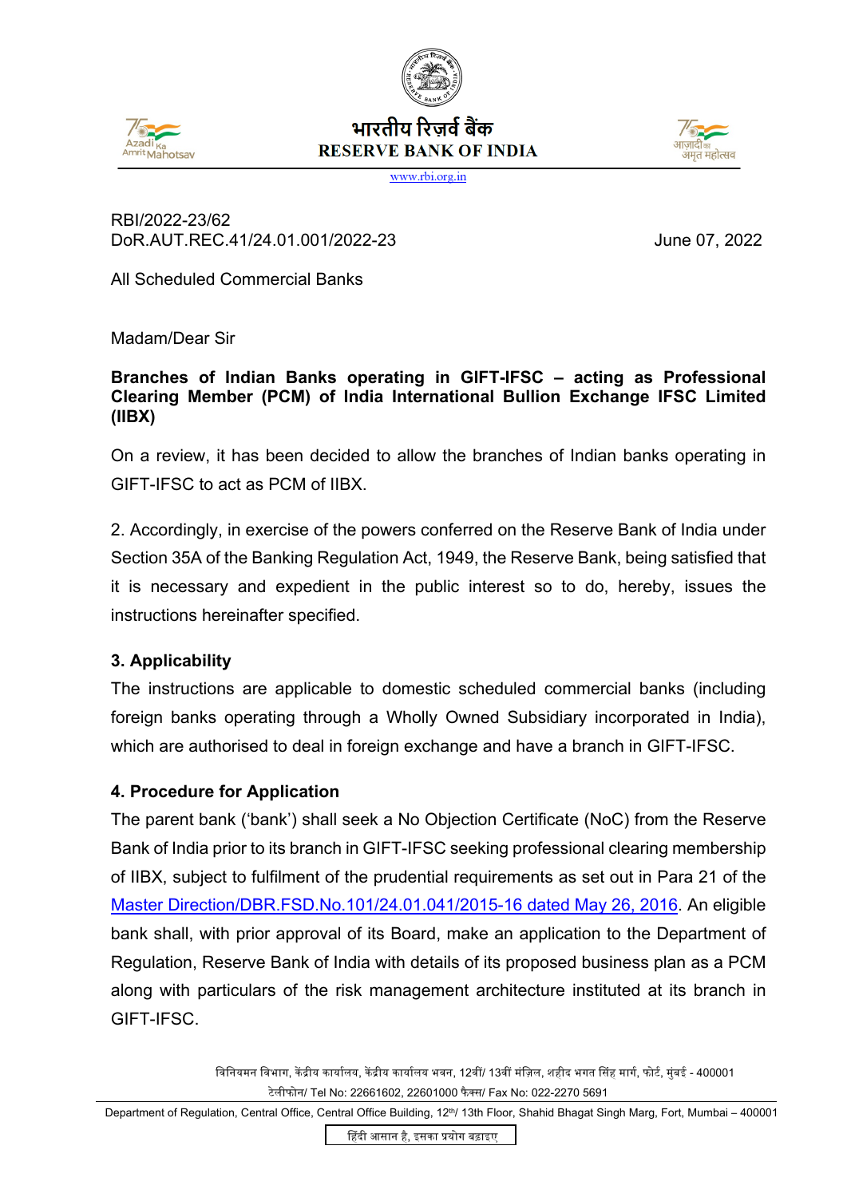भारतीय रिज़र्व बैंक
RESERVE BANK OF INDIA
www.rbi.org.in

RBI/2022-23/62
DoR.AUT.REC.41/24.01.001/2022-23 June 07, 2022

All Scheduled Commercial Banks

Madam/Dear Sir

**Branches of Indian Banks operating in GIFT-IFSC – acting as Professional Clearing Member (PCM) of India International Bullion Exchange IFSC Limited (IIBX)**

On a review, it has been decided to allow the branches of Indian banks operating in GIFT-IFSC to act as PCM of IIBX.

2. Accordingly, in exercise of the powers conferred on the Reserve Bank of India under Section 35A of the Banking Regulation Act, 1949, the Reserve Bank, being satisfied that it is necessary and expedient in the public interest so to do, hereby, issues the instructions hereinafter specified.

**3. Applicability**

The instructions are applicable to domestic scheduled commercial banks (including foreign banks operating through a Wholly Owned Subsidiary incorporated in India), which are authorised to deal in foreign exchange and have a branch in GIFT-IFSC.

**4. Procedure for Application**

The parent bank ('bank') shall seek a No Objection Certificate (NoC) from the Reserve Bank of India prior to its branch in GIFT-IFSC seeking professional clearing membership of IIBX, subject to fulfilment of the prudential requirements as set out in Para 21 of the Master Direction/DBR.FSD.No.101/24.01.041/2015-16 dated May 26, 2016. An eligible bank shall, with prior approval of its Board, make an application to the Department of Regulation, Reserve Bank of India with details of its proposed business plan as a PCM along with particulars of the risk management architecture instituted at its branch in GIFT-IFSC.

विनियमन विभाग, केंद्रीय कार्यालय, केंद्रीय कार्यालय भवन, 12वीं/ 13वीं मंज़िल, शहीद भगत सिंह मार्ग, फोर्ट, मुंबई - 400001
टेलीफोन/ Tel No: 22661602, 22601000 फैक्स/ Fax No: 022-2270 5691
Department of Regulation, Central Office, Central Office Building, 12th/ 13th Floor, Shahid Bhagat Singh Marg, Fort, Mumbai – 400001

हिंदी आसान है, इसका प्रयोग बढ़ाइए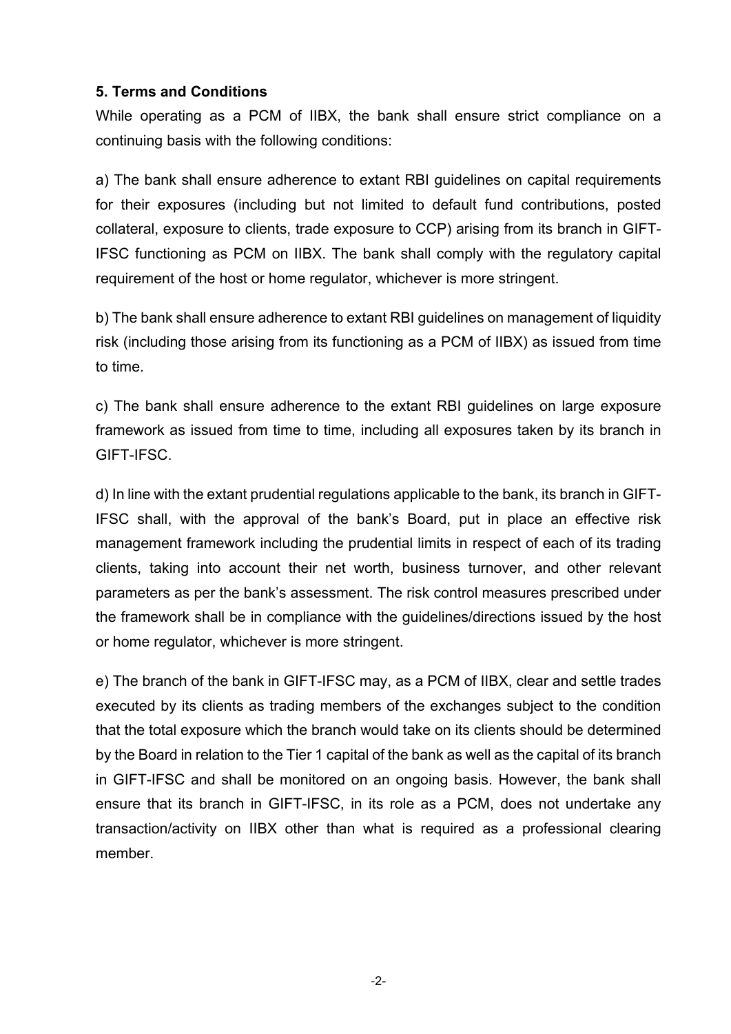**5. Terms and Conditions**

While operating as a PCM of IIBX, the bank shall ensure strict compliance on a continuing basis with the following conditions:

a) The bank shall ensure adherence to extant RBI guidelines on capital requirements for their exposures (including but not limited to default fund contributions, posted collateral, exposure to clients, trade exposure to CCP) arising from its branch in GIFT-IFSC functioning as PCM on IIBX. The bank shall comply with the regulatory capital requirement of the host or home regulator, whichever is more stringent.

b) The bank shall ensure adherence to extant RBI guidelines on management of liquidity risk (including those arising from its functioning as a PCM of IIBX) as issued from time to time.

c) The bank shall ensure adherence to the extant RBI guidelines on large exposure framework as issued from time to time, including all exposures taken by its branch in GIFT-IFSC.

d) In line with the extant prudential regulations applicable to the bank, its branch in GIFT-IFSC shall, with the approval of the bank's Board, put in place an effective risk management framework including the prudential limits in respect of each of its trading clients, taking into account their net worth, business turnover, and other relevant parameters as per the bank's assessment. The risk control measures prescribed under the framework shall be in compliance with the guidelines/directions issued by the host or home regulator, whichever is more stringent.

e) The branch of the bank in GIFT-IFSC may, as a PCM of IIBX, clear and settle trades executed by its clients as trading members of the exchanges subject to the condition that the total exposure which the branch would take on its clients should be determined by the Board in relation to the Tier 1 capital of the bank as well as the capital of its branch in GIFT-IFSC and shall be monitored on an ongoing basis. However, the bank shall ensure that its branch in GIFT-IFSC, in its role as a PCM, does not undertake any transaction/activity on IIBX other than what is required as a professional clearing member.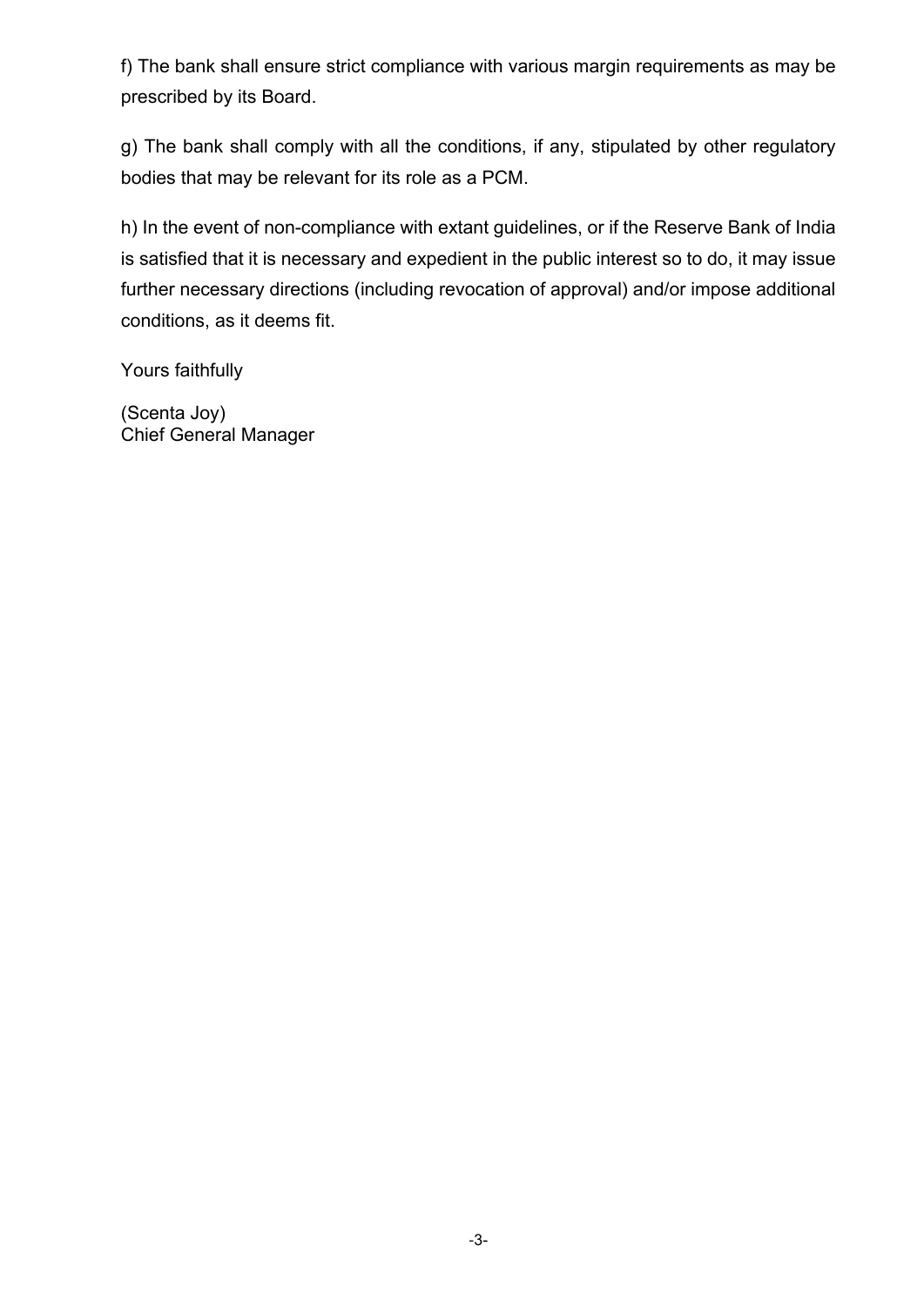f) The bank shall ensure strict compliance with various margin requirements as may be prescribed by its Board.

g) The bank shall comply with all the conditions, if any, stipulated by other regulatory bodies that may be relevant for its role as a PCM.

h) In the event of non-compliance with extant guidelines, or if the Reserve Bank of India is satisfied that it is necessary and expedient in the public interest so to do, it may issue further necessary directions (including revocation of approval) and/or impose additional conditions, as it deems fit.

Yours faithfully

(Scenta Joy)
Chief General Manager